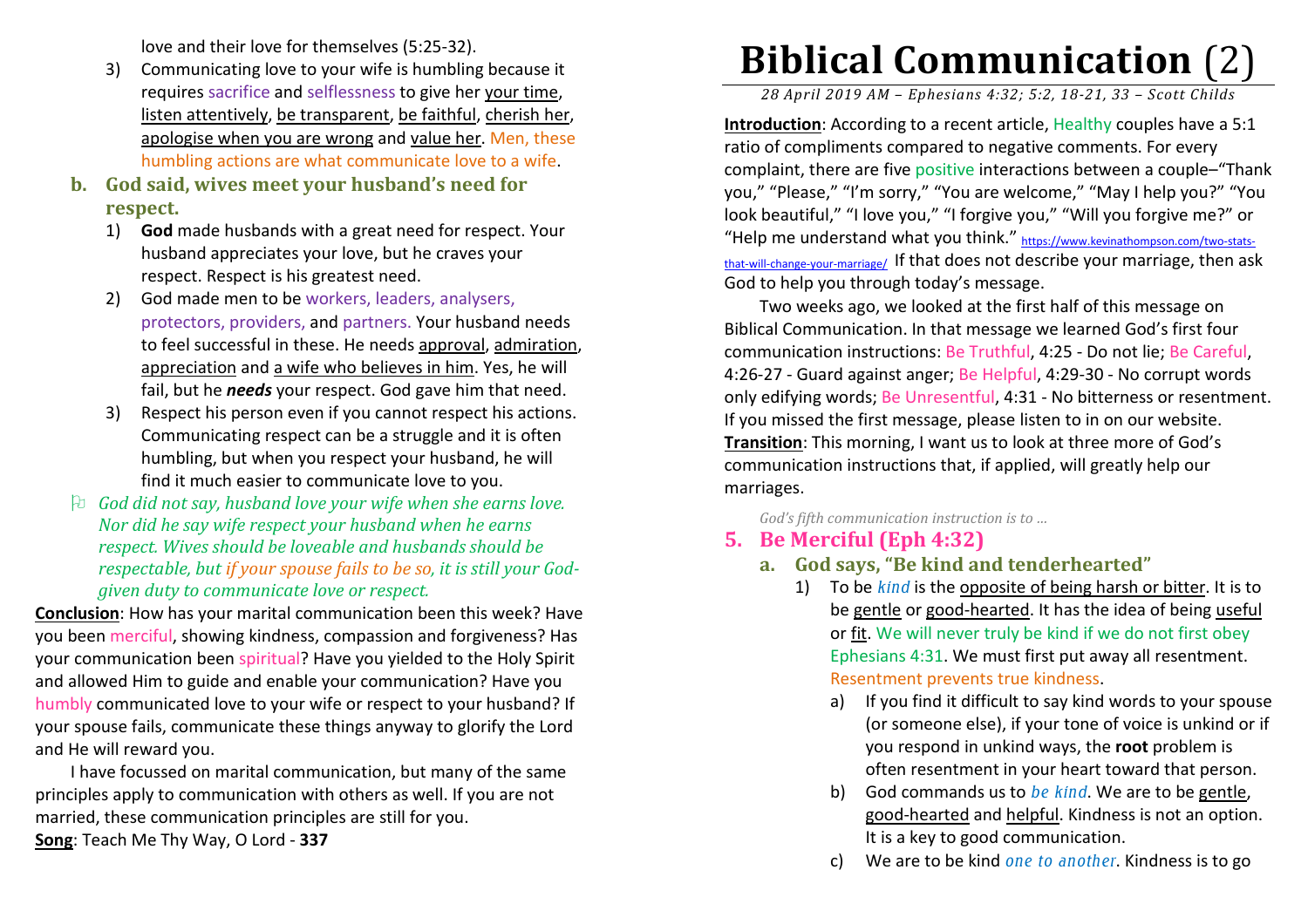love and their love for themselves (5:25-32).

3) Communicating love to your wife is humbling because it requires sacrifice and selflessness to give her your time, listen attentively, be transparent, be faithful, cherish her, apologise when you are wrong and value her. Men, these humbling actions are what communicate love to a wife.

### b. God said, wives meet your husband's need for respect.

1) **God** made husbands with a great need for respect. Your husband appreciates your love, but he craves your respect. Respect is his greatest need.
2) God made men to be workers, leaders, analysers, protectors, providers, and partners. Your husband needs to feel successful in these. He needs approval, admiration, appreciation and a wife who believes in him. Yes, he will fail, but he ***needs*** your respect. God gave him that need.
3) Respect his person even if you cannot respect his actions. Communicating respect can be a struggle and it is often humbling, but when you respect your husband, he will find it much easier to communicate love to you.

*God did not say, husband love your wife when she earns love. Nor did he say wife respect your husband when he earns respect. Wives should be loveable and husbands should be respectable, but if your spouse fails to be so, it is still your God-given duty to communicate love or respect.*

**Conclusion**: How has your marital communication been this week? Have you been merciful, showing kindness, compassion and forgiveness? Has your communication been spiritual? Have you yielded to the Holy Spirit and allowed Him to guide and enable your communication? Have you humbly communicated love to your wife or respect to your husband? If your spouse fails, communicate these things anyway to glorify the Lord and He will reward you.

I have focussed on marital communication, but many of the same principles apply to communication with others as well. If you are not married, these communication principles are still for you.

**Song**: Teach Me Thy Way, O Lord - **337**

# Biblical Communication (2)

*28 April 2019 AM – Ephesians 4:32; 5:2, 18-21, 33 – Scott Childs*

**Introduction**: According to a recent article, Healthy couples have a 5:1 ratio of compliments compared to negative comments. For every complaint, there are five positive interactions between a couple–"Thank you," "Please," "I'm sorry," "You are welcome," "May I help you?" "You look beautiful," "I love you," "I forgive you," "Will you forgive me?" or "Help me understand what you think." https://www.kevinathompson.com/two-stats-that-will-change-your-marriage/ If that does not describe your marriage, then ask God to help you through today's message.

Two weeks ago, we looked at the first half of this message on Biblical Communication. In that message we learned God's first four communication instructions: Be Truthful, 4:25 - Do not lie; Be Careful, 4:26-27 - Guard against anger; Be Helpful, 4:29-30 - No corrupt words only edifying words; Be Unresentful, 4:31 - No bitterness or resentment. If you missed the first message, please listen to in on our website.

**Transition**: This morning, I want us to look at three more of God's communication instructions that, if applied, will greatly help our marriages.

*God's fifth communication instruction is to …*

## 5. Be Merciful (Eph 4:32)

### a. God says, "Be kind and tenderhearted"

1) To be *kind* is the opposite of being harsh or bitter. It is to be gentle or good-hearted. It has the idea of being useful or fit. We will never truly be kind if we do not first obey Ephesians 4:31. We must first put away all resentment. Resentment prevents true kindness.
   a) If you find it difficult to say kind words to your spouse (or someone else), if your tone of voice is unkind or if you respond in unkind ways, the **root** problem is often resentment in your heart toward that person.
   b) God commands us to *be kind*. We are to be gentle, good-hearted and helpful. Kindness is not an option. It is a key to good communication.
   c) We are to be kind *one to another*. Kindness is to go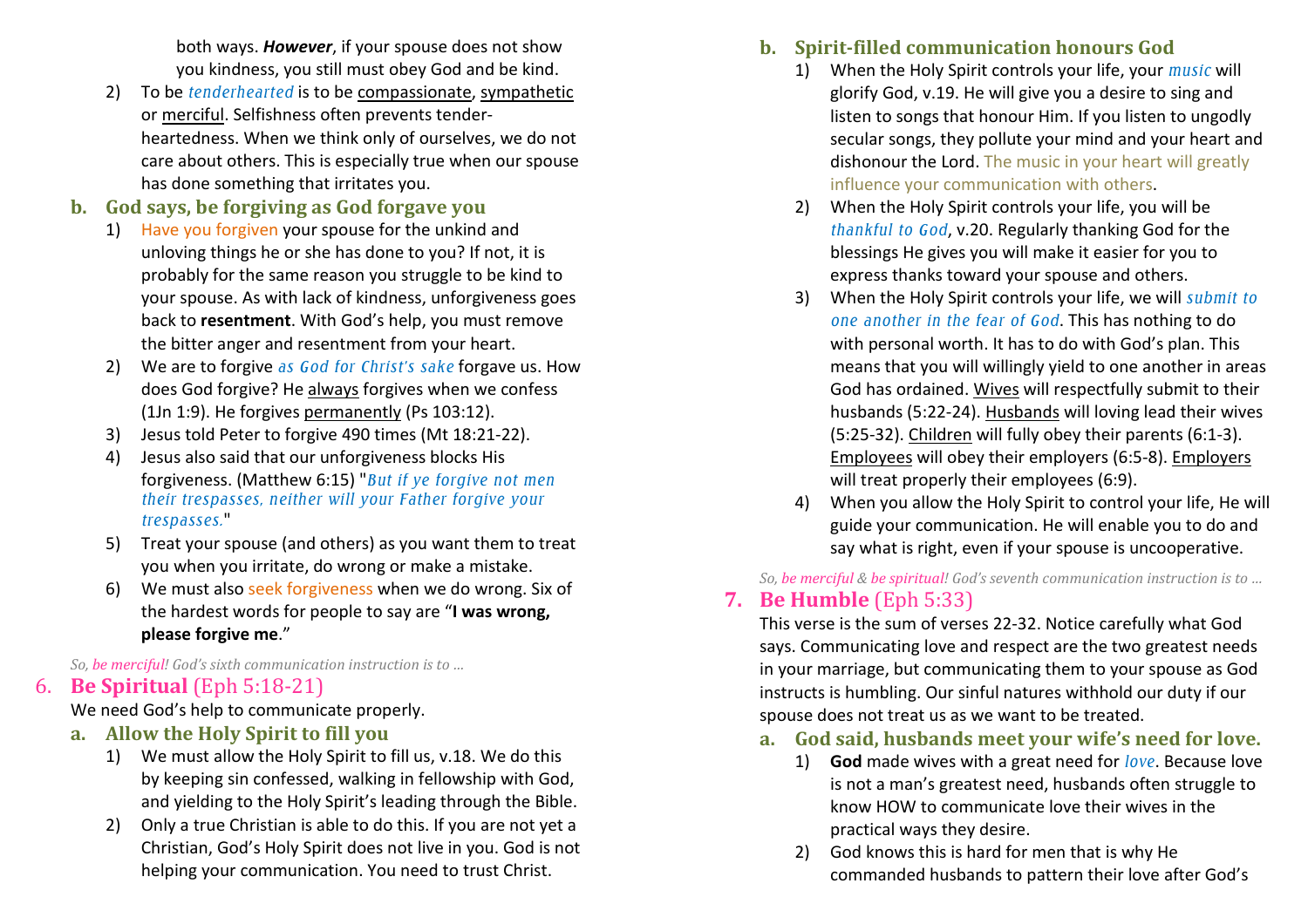both ways. ***However***, if your spouse does not show you kindness, you still must obey God and be kind.

2) To be *tenderhearted* is to be compassionate, sympathetic or merciful. Selfishness often prevents tender-heartedness. When we think only of ourselves, we do not care about others. This is especially true when our spouse has done something that irritates you.

### b. God says, be forgiving as God forgave you

1) Have you forgiven your spouse for the unkind and unloving things he or she has done to you? If not, it is probably for the same reason you struggle to be kind to your spouse. As with lack of kindness, unforgiveness goes back to **resentment**. With God's help, you must remove the bitter anger and resentment from your heart.
2) We are to forgive *as God for Christ's sake* forgave us. How does God forgive? He always forgives when we confess (1Jn 1:9). He forgives permanently (Ps 103:12).
3) Jesus told Peter to forgive 490 times (Mt 18:21-22).
4) Jesus also said that our unforgiveness blocks His forgiveness. (Matthew 6:15) "*But if ye forgive not men their trespasses, neither will your Father forgive your trespasses.*"
5) Treat your spouse (and others) as you want them to treat you when you irritate, do wrong or make a mistake.
6) We must also seek forgiveness when we do wrong. Six of the hardest words for people to say are "**I was wrong, please forgive me**."

*So, be merciful! God's sixth communication instruction is to …*

## 6. Be Spiritual (Eph 5:18-21)

We need God's help to communicate properly.

### a. Allow the Holy Spirit to fill you

1) We must allow the Holy Spirit to fill us, v.18. We do this by keeping sin confessed, walking in fellowship with God, and yielding to the Holy Spirit's leading through the Bible.
2) Only a true Christian is able to do this. If you are not yet a Christian, God's Holy Spirit does not live in you. God is not helping your communication. You need to trust Christ.

### b. Spirit-filled communication honours God

1) When the Holy Spirit controls your life, your *music* will glorify God, v.19. He will give you a desire to sing and listen to songs that honour Him. If you listen to ungodly secular songs, they pollute your mind and your heart and dishonour the Lord. The music in your heart will greatly influence your communication with others.
2) When the Holy Spirit controls your life, you will be *thankful to God*, v.20. Regularly thanking God for the blessings He gives you will make it easier for you to express thanks toward your spouse and others.
3) When the Holy Spirit controls your life, we will *submit to one another in the fear of God*. This has nothing to do with personal worth. It has to do with God's plan. This means that you will willingly yield to one another in areas God has ordained. Wives will respectfully submit to their husbands (5:22-24). Husbands will loving lead their wives (5:25-32). Children will fully obey their parents (6:1-3). Employees will obey their employers (6:5-8). Employers will treat properly their employees (6:9).
4) When you allow the Holy Spirit to control your life, He will guide your communication. He will enable you to do and say what is right, even if your spouse is uncooperative.

*So, be merciful & be spiritual! God's seventh communication instruction is to …*

## 7. Be Humble (Eph 5:33)

This verse is the sum of verses 22-32. Notice carefully what God says. Communicating love and respect are the two greatest needs in your marriage, but communicating them to your spouse as God instructs is humbling. Our sinful natures withhold our duty if our spouse does not treat us as we want to be treated.

### a. God said, husbands meet your wife's need for love.

1) **God** made wives with a great need for *love*. Because love is not a man's greatest need, husbands often struggle to know HOW to communicate love their wives in the practical ways they desire.
2) God knows this is hard for men that is why He commanded husbands to pattern their love after God's